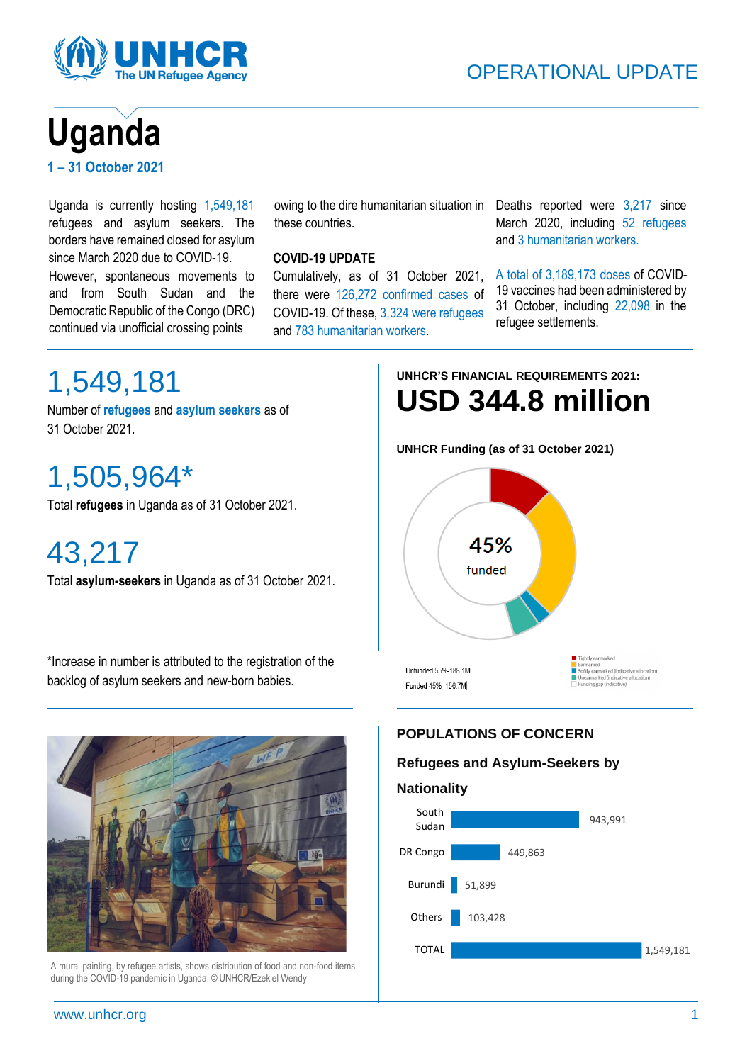# Uganda

**1 – 31 October 2021**

Uganda is currently hosting 1,549,181 refugees and asylum seekers. The borders have remained closed for asylum since March 2020 due to COVID-19. However, spontaneous movements to and from South Sudan and the Democratic Republic of the Congo (DRC) continued via unofficial crossing points owing to the dire humanitarian situation in these countries.

### COVID-19 UPDATE

Cumulatively, as of 31 October 2021, there were 126,272 confirmed cases of COVID-19. Of these, 3,324 were refugees and 783 humanitarian workers.

Deaths reported were 3,217 since March 2020, including 52 refugees and 3 humanitarian workers.

A total of 3,189,173 doses of COVID-19 vaccines had been administered by 31 October, including 22,098 in the refugee settlements.

## 1,549,181

Number of **refugees** and **asylum seekers** as of 31 October 2021.

## 1,505,964*

Total **refugees** in Uganda as of 31 October 2021.

## 43,217

Total **asylum-seekers** in Uganda as of 31 October 2021.

*Increase in number is attributed to the registration of the backlog of asylum seekers and new-born babies.

A mural painting, by refugee artists, shows distribution of food and non-food items during the COVID-19 pandemic in Uganda. © UNHCR/Ezekiel Wendy

**UNHCR'S FINANCIAL REQUIREMENTS 2021:**

# USD 344.8 million

**UNHCR Funding (as of 31 October 2021)**

45% funded

Unfunded 55% - 188.1M

Funded 45% - 156.7M

- Tightly earmarked
- Earmarked
- Softly earmarked (indicative allocation)
- Unearmarked (indicative allocation)
- Funding gap (indicative)

## POPULATIONS OF CONCERN

### Refugees and Asylum-Seekers by Nationality

| Nationality | Number |
|---|---|
| South Sudan | 943,991 |
| DR Congo | 449,863 |
| Burundi | 51,899 |
| Others | 103,428 |
| TOTAL | 1,549,181 |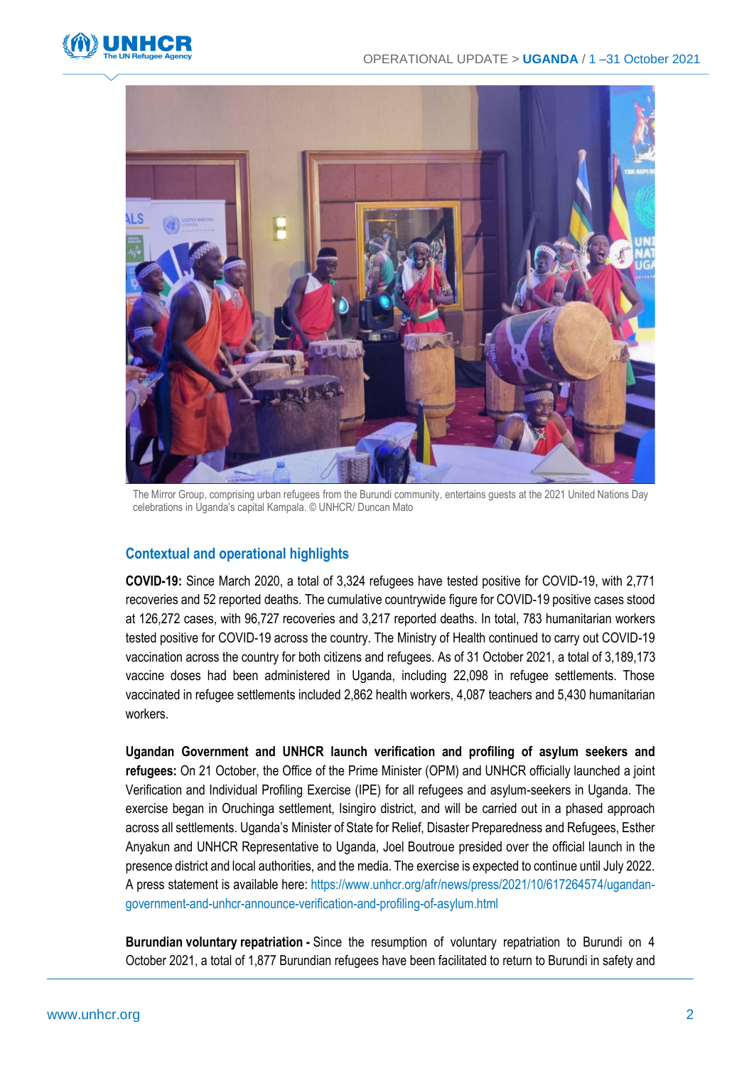The Mirror Group, comprising urban refugees from the Burundi community, entertains guests at the 2021 United Nations Day celebrations in Uganda's capital Kampala. © UNHCR/ Duncan Mato

## Contextual and operational highlights

**COVID-19:** Since March 2020, a total of 3,324 refugees have tested positive for COVID-19, with 2,771 recoveries and 52 reported deaths. The cumulative countrywide figure for COVID-19 positive cases stood at 126,272 cases, with 96,727 recoveries and 3,217 reported deaths. In total, 783 humanitarian workers tested positive for COVID-19 across the country. The Ministry of Health continued to carry out COVID-19 vaccination across the country for both citizens and refugees. As of 31 October 2021, a total of 3,189,173 vaccine doses had been administered in Uganda, including 22,098 in refugee settlements. Those vaccinated in refugee settlements included 2,862 health workers, 4,087 teachers and 5,430 humanitarian workers.

**Ugandan Government and UNHCR launch verification and profiling of asylum seekers and refugees:** On 21 October, the Office of the Prime Minister (OPM) and UNHCR officially launched a joint Verification and Individual Profiling Exercise (IPE) for all refugees and asylum-seekers in Uganda. The exercise began in Oruchinga settlement, Isingiro district, and will be carried out in a phased approach across all settlements. Uganda's Minister of State for Relief, Disaster Preparedness and Refugees, Esther Anyakun and UNHCR Representative to Uganda, Joel Boutroue presided over the official launch in the presence district and local authorities, and the media. The exercise is expected to continue until July 2022. A press statement is available here: https://www.unhcr.org/afr/news/press/2021/10/617264574/ugandan-government-and-unhcr-announce-verification-and-profiling-of-asylum.html

**Burundian voluntary repatriation -** Since the resumption of voluntary repatriation to Burundi on 4 October 2021, a total of 1,877 Burundian refugees have been facilitated to return to Burundi in safety and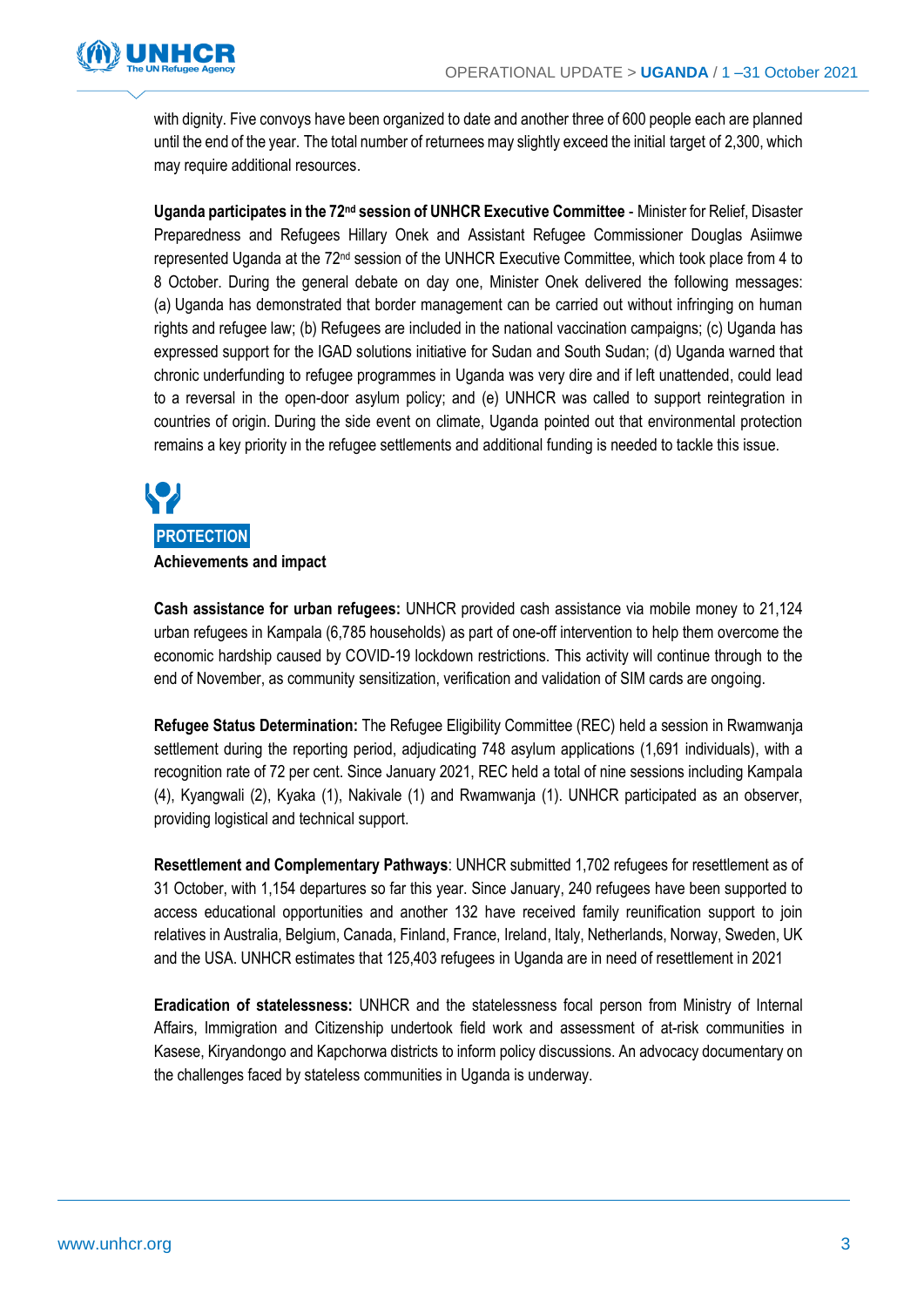with dignity. Five convoys have been organized to date and another three of 600 people each are planned until the end of the year. The total number of returnees may slightly exceed the initial target of 2,300, which may require additional resources.

**Uganda participates in the 72nd session of UNHCR Executive Committee** - Minister for Relief, Disaster Preparedness and Refugees Hillary Onek and Assistant Refugee Commissioner Douglas Asiimwe represented Uganda at the 72nd session of the UNHCR Executive Committee, which took place from 4 to 8 October. During the general debate on day one, Minister Onek delivered the following messages: (a) Uganda has demonstrated that border management can be carried out without infringing on human rights and refugee law; (b) Refugees are included in the national vaccination campaigns; (c) Uganda has expressed support for the IGAD solutions initiative for Sudan and South Sudan; (d) Uganda warned that chronic underfunding to refugee programmes in Uganda was very dire and if left unattended, could lead to a reversal in the open-door asylum policy; and (e) UNHCR was called to support reintegration in countries of origin. During the side event on climate, Uganda pointed out that environmental protection remains a key priority in the refugee settlements and additional funding is needed to tackle this issue.

## PROTECTION

**Achievements and impact**

**Cash assistance for urban refugees:** UNHCR provided cash assistance via mobile money to 21,124 urban refugees in Kampala (6,785 households) as part of one-off intervention to help them overcome the economic hardship caused by COVID-19 lockdown restrictions. This activity will continue through to the end of November, as community sensitization, verification and validation of SIM cards are ongoing.

**Refugee Status Determination:** The Refugee Eligibility Committee (REC) held a session in Rwamwanja settlement during the reporting period, adjudicating 748 asylum applications (1,691 individuals), with a recognition rate of 72 per cent. Since January 2021, REC held a total of nine sessions including Kampala (4), Kyangwali (2), Kyaka (1), Nakivale (1) and Rwamwanja (1). UNHCR participated as an observer, providing logistical and technical support.

**Resettlement and Complementary Pathways**: UNHCR submitted 1,702 refugees for resettlement as of 31 October, with 1,154 departures so far this year. Since January, 240 refugees have been supported to access educational opportunities and another 132 have received family reunification support to join relatives in Australia, Belgium, Canada, Finland, France, Ireland, Italy, Netherlands, Norway, Sweden, UK and the USA. UNHCR estimates that 125,403 refugees in Uganda are in need of resettlement in 2021

**Eradication of statelessness:** UNHCR and the statelessness focal person from Ministry of Internal Affairs, Immigration and Citizenship undertook field work and assessment of at-risk communities in Kasese, Kiryandongo and Kapchorwa districts to inform policy discussions. An advocacy documentary on the challenges faced by stateless communities in Uganda is underway.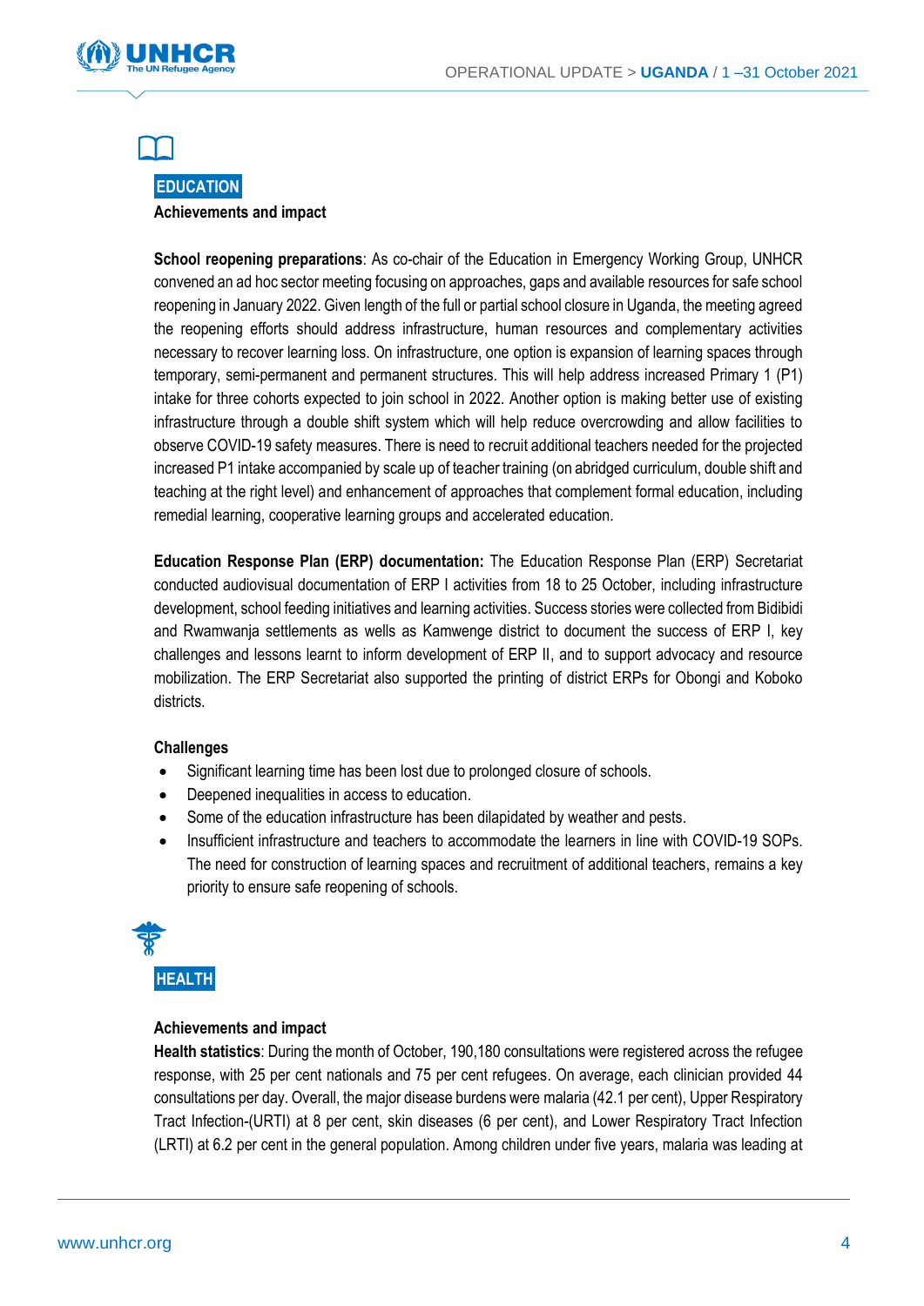## EDUCATION

### Achievements and impact

**School reopening preparations**: As co-chair of the Education in Emergency Working Group, UNHCR convened an ad hoc sector meeting focusing on approaches, gaps and available resources for safe school reopening in January 2022. Given length of the full or partial school closure in Uganda, the meeting agreed the reopening efforts should address infrastructure, human resources and complementary activities necessary to recover learning loss. On infrastructure, one option is expansion of learning spaces through temporary, semi-permanent and permanent structures. This will help address increased Primary 1 (P1) intake for three cohorts expected to join school in 2022. Another option is making better use of existing infrastructure through a double shift system which will help reduce overcrowding and allow facilities to observe COVID-19 safety measures. There is need to recruit additional teachers needed for the projected increased P1 intake accompanied by scale up of teacher training (on abridged curriculum, double shift and teaching at the right level) and enhancement of approaches that complement formal education, including remedial learning, cooperative learning groups and accelerated education.

**Education Response Plan (ERP) documentation:** The Education Response Plan (ERP) Secretariat conducted audiovisual documentation of ERP I activities from 18 to 25 October, including infrastructure development, school feeding initiatives and learning activities. Success stories were collected from Bidibidi and Rwamwanja settlements as wells as Kamwenge district to document the success of ERP I, key challenges and lessons learnt to inform development of ERP II, and to support advocacy and resource mobilization. The ERP Secretariat also supported the printing of district ERPs for Obongi and Koboko districts.

### Challenges

- Significant learning time has been lost due to prolonged closure of schools.
- Deepened inequalities in access to education.
- Some of the education infrastructure has been dilapidated by weather and pests.
- Insufficient infrastructure and teachers to accommodate the learners in line with COVID-19 SOPs. The need for construction of learning spaces and recruitment of additional teachers, remains a key priority to ensure safe reopening of schools.

## HEALTH

### Achievements and impact

**Health statistics**: During the month of October, 190,180 consultations were registered across the refugee response, with 25 per cent nationals and 75 per cent refugees. On average, each clinician provided 44 consultations per day. Overall, the major disease burdens were malaria (42.1 per cent), Upper Respiratory Tract Infection-(URTI) at 8 per cent, skin diseases (6 per cent), and Lower Respiratory Tract Infection (LRTI) at 6.2 per cent in the general population. Among children under five years, malaria was leading at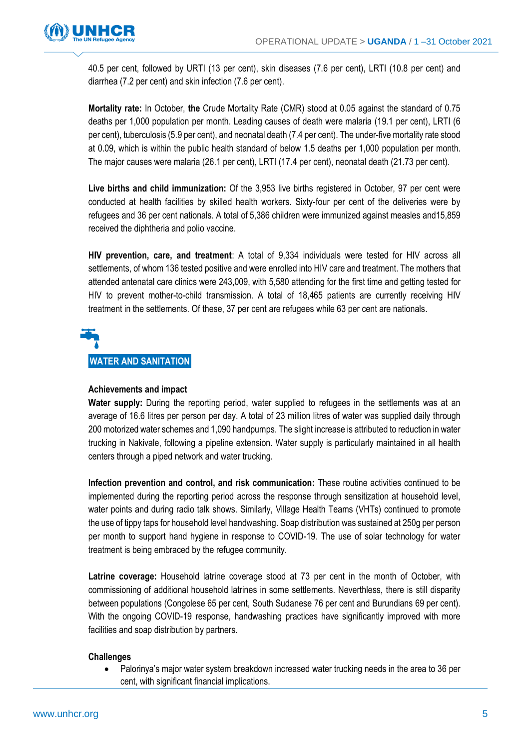40.5 per cent, followed by URTI (13 per cent), skin diseases (7.6 per cent), LRTI (10.8 per cent) and diarrhea (7.2 per cent) and skin infection (7.6 per cent).

**Mortality rate:** In October, **the** Crude Mortality Rate (CMR) stood at 0.05 against the standard of 0.75 deaths per 1,000 population per month. Leading causes of death were malaria (19.1 per cent), LRTI (6 per cent), tuberculosis (5.9 per cent), and neonatal death (7.4 per cent). The under-five mortality rate stood at 0.09, which is within the public health standard of below 1.5 deaths per 1,000 population per month. The major causes were malaria (26.1 per cent), LRTI (17.4 per cent), neonatal death (21.73 per cent).

**Live births and child immunization:** Of the 3,953 live births registered in October, 97 per cent were conducted at health facilities by skilled health workers. Sixty-four per cent of the deliveries were by refugees and 36 per cent nationals. A total of 5,386 children were immunized against measles and15,859 received the diphtheria and polio vaccine.

**HIV prevention, care, and treatment**: A total of 9,334 individuals were tested for HIV across all settlements, of whom 136 tested positive and were enrolled into HIV care and treatment. The mothers that attended antenatal care clinics were 243,009, with 5,580 attending for the first time and getting tested for HIV to prevent mother-to-child transmission. A total of 18,465 patients are currently receiving HIV treatment in the settlements. Of these, 37 per cent are refugees while 63 per cent are nationals.

## WATER AND SANITATION

**Achievements and impact**

**Water supply:** During the reporting period, water supplied to refugees in the settlements was at an average of 16.6 litres per person per day. A total of 23 million litres of water was supplied daily through 200 motorized water schemes and 1,090 handpumps. The slight increase is attributed to reduction in water trucking in Nakivale, following a pipeline extension. Water supply is particularly maintained in all health centers through a piped network and water trucking.

**Infection prevention and control, and risk communication:** These routine activities continued to be implemented during the reporting period across the response through sensitization at household level, water points and during radio talk shows. Similarly, Village Health Teams (VHTs) continued to promote the use of tippy taps for household level handwashing. Soap distribution was sustained at 250g per person per month to support hand hygiene in response to COVID-19. The use of solar technology for water treatment is being embraced by the refugee community.

**Latrine coverage:** Household latrine coverage stood at 73 per cent in the month of October, with commissioning of additional household latrines in some settlements. Neverthless, there is still disparity between populations (Congolese 65 per cent, South Sudanese 76 per cent and Burundians 69 per cent). With the ongoing COVID-19 response, handwashing practices have significantly improved with more facilities and soap distribution by partners.

**Challenges**

- Palorinya's major water system breakdown increased water trucking needs in the area to 36 per cent, with significant financial implications.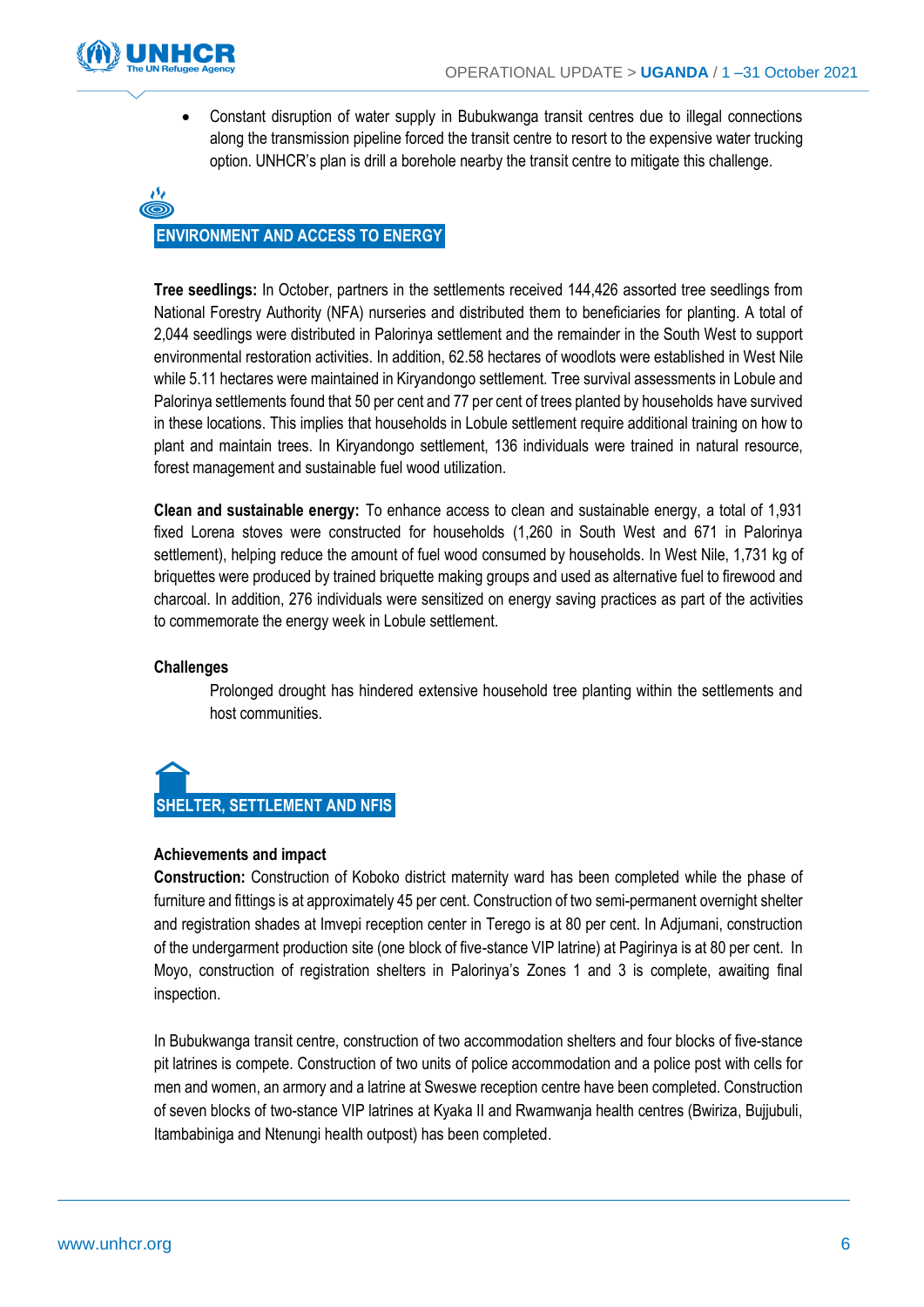- Constant disruption of water supply in Bubukwanga transit centres due to illegal connections along the transmission pipeline forced the transit centre to resort to the expensive water trucking option. UNHCR's plan is drill a borehole nearby the transit centre to mitigate this challenge.

## ENVIRONMENT AND ACCESS TO ENERGY

**Tree seedlings:** In October, partners in the settlements received 144,426 assorted tree seedlings from National Forestry Authority (NFA) nurseries and distributed them to beneficiaries for planting. A total of 2,044 seedlings were distributed in Palorinya settlement and the remainder in the South West to support environmental restoration activities. In addition, 62.58 hectares of woodlots were established in West Nile while 5.11 hectares were maintained in Kiryandongo settlement. Tree survival assessments in Lobule and Palorinya settlements found that 50 per cent and 77 per cent of trees planted by households have survived in these locations. This implies that households in Lobule settlement require additional training on how to plant and maintain trees. In Kiryandongo settlement, 136 individuals were trained in natural resource, forest management and sustainable fuel wood utilization.

**Clean and sustainable energy:** To enhance access to clean and sustainable energy, a total of 1,931 fixed Lorena stoves were constructed for households (1,260 in South West and 671 in Palorinya settlement), helping reduce the amount of fuel wood consumed by households. In West Nile, 1,731 kg of briquettes were produced by trained briquette making groups and used as alternative fuel to firewood and charcoal. In addition, 276 individuals were sensitized on energy saving practices as part of the activities to commemorate the energy week in Lobule settlement.

**Challenges**

Prolonged drought has hindered extensive household tree planting within the settlements and host communities.

## SHELTER, SETTLEMENT AND NFIS

**Achievements and impact**

**Construction:** Construction of Koboko district maternity ward has been completed while the phase of furniture and fittings is at approximately 45 per cent. Construction of two semi-permanent overnight shelter and registration shades at Imvepi reception center in Terego is at 80 per cent. In Adjumani, construction of the undergarment production site (one block of five-stance VIP latrine) at Pagirinya is at 80 per cent. In Moyo, construction of registration shelters in Palorinya's Zones 1 and 3 is complete, awaiting final inspection.

In Bubukwanga transit centre, construction of two accommodation shelters and four blocks of five-stance pit latrines is compete. Construction of two units of police accommodation and a police post with cells for men and women, an armory and a latrine at Sweswe reception centre have been completed. Construction of seven blocks of two-stance VIP latrines at Kyaka II and Rwamwanja health centres (Bwiriza, Bujjubuli, Itambabiniga and Ntenungi health outpost) has been completed.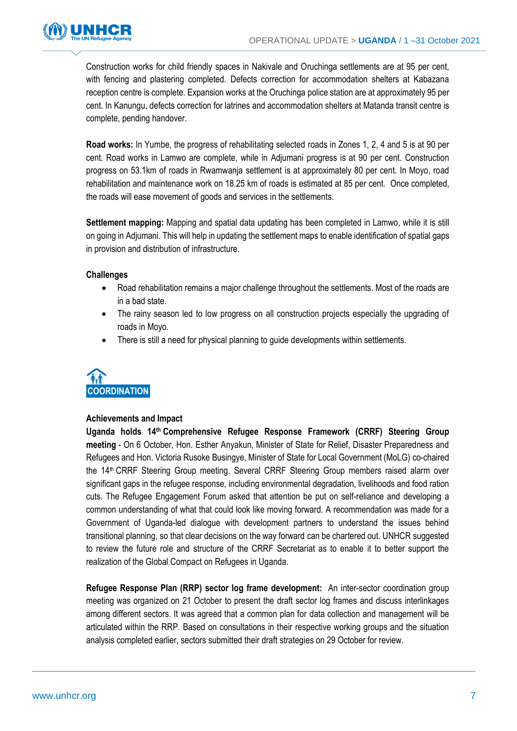Construction works for child friendly spaces in Nakivale and Oruchinga settlements are at 95 per cent, with fencing and plastering completed. Defects correction for accommodation shelters at Kabazana reception centre is complete. Expansion works at the Oruchinga police station are at approximately 95 per cent. In Kanungu, defects correction for latrines and accommodation shelters at Matanda transit centre is complete, pending handover.

**Road works:** In Yumbe, the progress of rehabilitating selected roads in Zones 1, 2, 4 and 5 is at 90 per cent. Road works in Lamwo are complete, while in Adjumani progress is at 90 per cent. Construction progress on 53.1km of roads in Rwamwanja settlement is at approximately 80 per cent. In Moyo, road rehabilitation and maintenance work on 18.25 km of roads is estimated at 85 per cent. Once completed, the roads will ease movement of goods and services in the settlements.

**Settlement mapping:** Mapping and spatial data updating has been completed in Lamwo, while it is still on going in Adjumani. This will help in updating the settlement maps to enable identification of spatial gaps in provision and distribution of infrastructure.

**Challenges**

- Road rehabilitation remains a major challenge throughout the settlements. Most of the roads are in a bad state.
- The rainy season led to low progress on all construction projects especially the upgrading of roads in Moyo.
- There is still a need for physical planning to guide developments within settlements.

## COORDINATION

**Achievements and Impact**

**Uganda holds 14th Comprehensive Refugee Response Framework (CRRF) Steering Group meeting** - On 6 October, Hon. Esther Anyakun, Minister of State for Relief, Disaster Preparedness and Refugees and Hon. Victoria Rusoke Busingye, Minister of State for Local Government (MoLG) co-chaired the 14th CRRF Steering Group meeting. Several CRRF Steering Group members raised alarm over significant gaps in the refugee response, including environmental degradation, livelihoods and food ration cuts. The Refugee Engagement Forum asked that attention be put on self-reliance and developing a common understanding of what that could look like moving forward. A recommendation was made for a Government of Uganda-led dialogue with development partners to understand the issues behind transitional planning, so that clear decisions on the way forward can be chartered out. UNHCR suggested to review the future role and structure of the CRRF Secretariat as to enable it to better support the realization of the Global Compact on Refugees in Uganda.

**Refugee Response Plan (RRP) sector log frame development:** An inter-sector coordination group meeting was organized on 21 October to present the draft sector log frames and discuss interlinkages among different sectors. It was agreed that a common plan for data collection and management will be articulated within the RRP. Based on consultations in their respective working groups and the situation analysis completed earlier, sectors submitted their draft strategies on 29 October for review.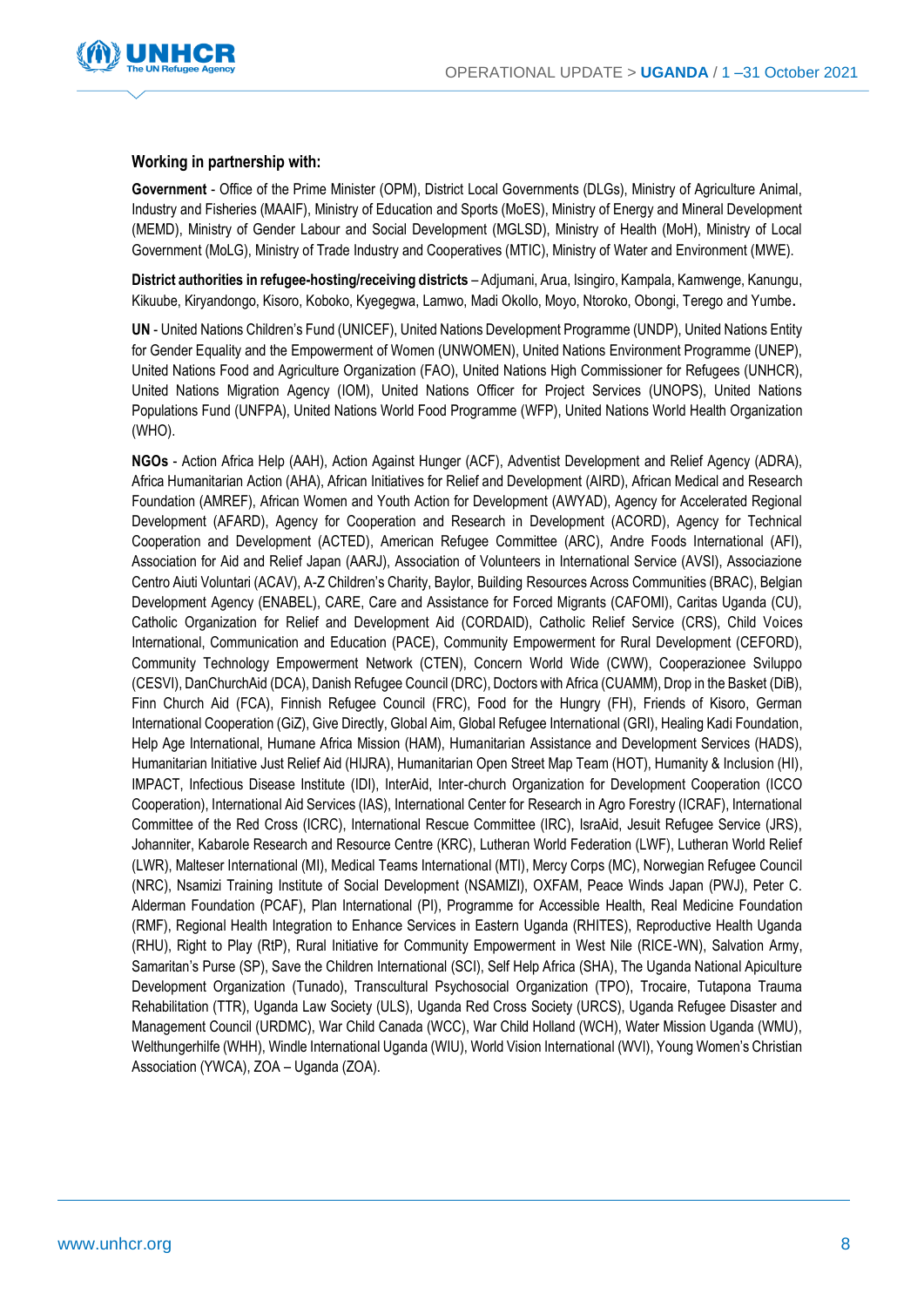### Working in partnership with:

**Government** - Office of the Prime Minister (OPM), District Local Governments (DLGs), Ministry of Agriculture Animal, Industry and Fisheries (MAAIF), Ministry of Education and Sports (MoES), Ministry of Energy and Mineral Development (MEMD), Ministry of Gender Labour and Social Development (MGLSD), Ministry of Health (MoH), Ministry of Local Government (MoLG), Ministry of Trade Industry and Cooperatives (MTIC), Ministry of Water and Environment (MWE).

**District authorities in refugee-hosting/receiving districts** – Adjumani, Arua, Isingiro, Kampala, Kamwenge, Kanungu, Kikuube, Kiryandongo, Kisoro, Koboko, Kyegegwa, Lamwo, Madi Okollo, Moyo, Ntoroko, Obongi, Terego and Yumbe.

**UN** - United Nations Children's Fund (UNICEF), United Nations Development Programme (UNDP), United Nations Entity for Gender Equality and the Empowerment of Women (UNWOMEN), United Nations Environment Programme (UNEP), United Nations Food and Agriculture Organization (FAO), United Nations High Commissioner for Refugees (UNHCR), United Nations Migration Agency (IOM), United Nations Officer for Project Services (UNOPS), United Nations Populations Fund (UNFPA), United Nations World Food Programme (WFP), United Nations World Health Organization (WHO).

**NGOs** - Action Africa Help (AAH), Action Against Hunger (ACF), Adventist Development and Relief Agency (ADRA), Africa Humanitarian Action (AHA), African Initiatives for Relief and Development (AIRD), African Medical and Research Foundation (AMREF), African Women and Youth Action for Development (AWYAD), Agency for Accelerated Regional Development (AFARD), Agency for Cooperation and Research in Development (ACORD), Agency for Technical Cooperation and Development (ACTED), American Refugee Committee (ARC), Andre Foods International (AFI), Association for Aid and Relief Japan (AARJ), Association of Volunteers in International Service (AVSI), Associazione Centro Aiuti Voluntari (ACAV), A-Z Children's Charity, Baylor, Building Resources Across Communities (BRAC), Belgian Development Agency (ENABEL), CARE, Care and Assistance for Forced Migrants (CAFOMI), Caritas Uganda (CU), Catholic Organization for Relief and Development Aid (CORDAID), Catholic Relief Service (CRS), Child Voices International, Communication and Education (PACE), Community Empowerment for Rural Development (CEFORD), Community Technology Empowerment Network (CTEN), Concern World Wide (CWW), Cooperazionee Sviluppo (CESVI), DanChurchAid (DCA), Danish Refugee Council (DRC), Doctors with Africa (CUAMM), Drop in the Basket (DiB), Finn Church Aid (FCA), Finnish Refugee Council (FRC), Food for the Hungry (FH), Friends of Kisoro, German International Cooperation (GiZ), Give Directly, Global Aim, Global Refugee International (GRI), Healing Kadi Foundation, Help Age International, Humane Africa Mission (HAM), Humanitarian Assistance and Development Services (HADS), Humanitarian Initiative Just Relief Aid (HIJRA), Humanitarian Open Street Map Team (HOT), Humanity & Inclusion (HI), IMPACT, Infectious Disease Institute (IDI), InterAid, Inter-church Organization for Development Cooperation (ICCO Cooperation), International Aid Services (IAS), International Center for Research in Agro Forestry (ICRAF), International Committee of the Red Cross (ICRC), International Rescue Committee (IRC), IsraAid, Jesuit Refugee Service (JRS), Johanniter, Kabarole Research and Resource Centre (KRC), Lutheran World Federation (LWF), Lutheran World Relief (LWR), Malteser International (MI), Medical Teams International (MTI), Mercy Corps (MC), Norwegian Refugee Council (NRC), Nsamizi Training Institute of Social Development (NSAMIZI), OXFAM, Peace Winds Japan (PWJ), Peter C. Alderman Foundation (PCAF), Plan International (PI), Programme for Accessible Health, Real Medicine Foundation (RMF), Regional Health Integration to Enhance Services in Eastern Uganda (RHITES), Reproductive Health Uganda (RHU), Right to Play (RtP), Rural Initiative for Community Empowerment in West Nile (RICE-WN), Salvation Army, Samaritan's Purse (SP), Save the Children International (SCI), Self Help Africa (SHA), The Uganda National Apiculture Development Organization (Tunado), Transcultural Psychosocial Organization (TPO), Trocaire, Tutapona Trauma Rehabilitation (TTR), Uganda Law Society (ULS), Uganda Red Cross Society (URCS), Uganda Refugee Disaster and Management Council (URDMC), War Child Canada (WCC), War Child Holland (WCH), Water Mission Uganda (WMU), Welthungerhilfe (WHH), Windle International Uganda (WIU), World Vision International (WVI), Young Women's Christian Association (YWCA), ZOA – Uganda (ZOA).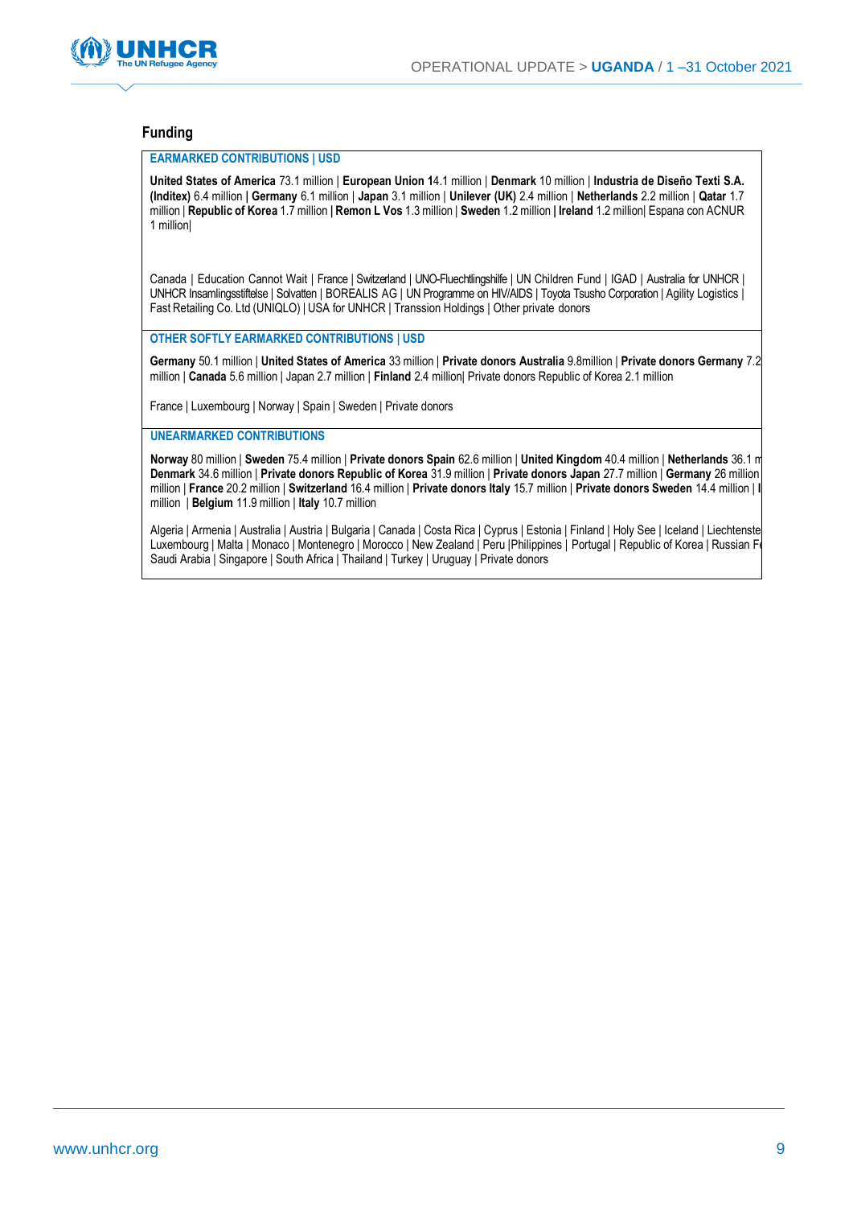## Funding

**EARMARKED CONTRIBUTIONS | USD**

**United States of America** 73.1 million | **European Union 1**4.1 million | **Denmark** 10 million | **Industria de Diseño Texti S.A. (Inditex)** 6.4 million | **Germany** 6.1 million | **Japan** 3.1 million | **Unilever (UK)** 2.4 million | **Netherlands** 2.2 million | **Qatar** 1.7 million | **Republic of Korea** 1.7 million **| Remon L Vos** 1.3 million | **Sweden** 1.2 million **| Ireland** 1.2 million| Espana con ACNUR 1 million|

Canada | Education Cannot Wait | France | Switzerland | UNO-Fluechtlingshilfe | UN Children Fund | IGAD | Australia for UNHCR | UNHCR Insamlingsstiftelse | Solvatten | BOREALIS AG | UN Programme on HIV/AIDS | Toyota Tsusho Corporation | Agility Logistics | Fast Retailing Co. Ltd (UNIQLO) | USA for UNHCR | Transsion Holdings | Other private donors

**OTHER SOFTLY EARMARKED CONTRIBUTIONS | USD**

**Germany** 50.1 million | **United States of America** 33 million | **Private donors Australia** 9.8million | **Private donors Germany** 7.2 million | **Canada** 5.6 million | Japan 2.7 million | **Finland** 2.4 million| Private donors Republic of Korea 2.1 million

France | Luxembourg | Norway | Spain | Sweden | Private donors

**UNEARMARKED CONTRIBUTIONS**

**Norway** 80 million | **Sweden** 75.4 million | **Private donors Spain** 62.6 million | **United Kingdom** 40.4 million | **Netherlands** 36.1 m **Denmark** 34.6 million | **Private donors Republic of Korea** 31.9 million | **Private donors Japan** 27.7 million | **Germany** 26 million million | **France** 20.2 million | **Switzerland** 16.4 million | **Private donors Italy** 15.7 million | **Private donors Sweden** 14.4 million | **I** million | **Belgium** 11.9 million | **Italy** 10.7 million

Algeria | Armenia | Australia | Austria | Bulgaria | Canada | Costa Rica | Cyprus | Estonia | Finland | Holy See | Iceland | Liechtenste Luxembourg | Malta | Monaco | Montenegro | Morocco | New Zealand | Peru |Philippines | Portugal | Republic of Korea | Russian F Saudi Arabia | Singapore | South Africa | Thailand | Turkey | Uruguay | Private donors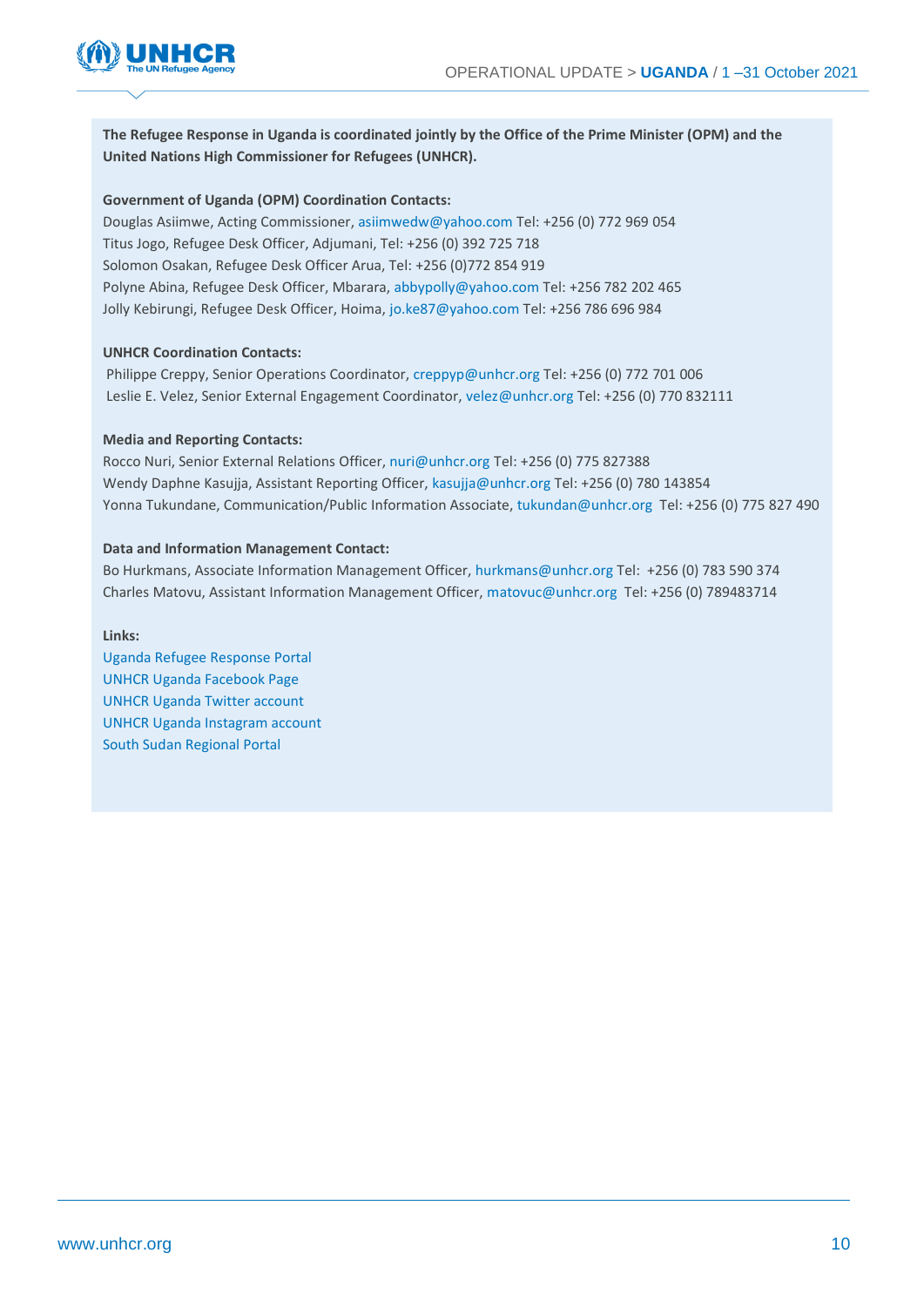**The Refugee Response in Uganda is coordinated jointly by the Office of the Prime Minister (OPM) and the United Nations High Commissioner for Refugees (UNHCR).**

**Government of Uganda (OPM) Coordination Contacts:**

Douglas Asiimwe, Acting Commissioner, asiimwedw@yahoo.com Tel: +256 (0) 772 969 054
Titus Jogo, Refugee Desk Officer, Adjumani, Tel: +256 (0) 392 725 718
Solomon Osakan, Refugee Desk Officer Arua, Tel: +256 (0)772 854 919
Polyne Abina, Refugee Desk Officer, Mbarara, abbypolly@yahoo.com Tel: +256 782 202 465
Jolly Kebirungi, Refugee Desk Officer, Hoima, jo.ke87@yahoo.com Tel: +256 786 696 984

**UNHCR Coordination Contacts:**

Philippe Creppy, Senior Operations Coordinator, creppyp@unhcr.org Tel: +256 (0) 772 701 006
Leslie E. Velez, Senior External Engagement Coordinator, velez@unhcr.org Tel: +256 (0) 770 832111

**Media and Reporting Contacts:**

Rocco Nuri, Senior External Relations Officer, nuri@unhcr.org Tel: +256 (0) 775 827388
Wendy Daphne Kasujja, Assistant Reporting Officer, kasujja@unhcr.org Tel: +256 (0) 780 143854
Yonna Tukundane, Communication/Public Information Associate, tukundan@unhcr.org Tel: +256 (0) 775 827 490

**Data and Information Management Contact:**

Bo Hurkmans, Associate Information Management Officer, hurkmans@unhcr.org Tel: +256 (0) 783 590 374
Charles Matovu, Assistant Information Management Officer, matovuc@unhcr.org Tel: +256 (0) 789483714

**Links:**

Uganda Refugee Response Portal
UNHCR Uganda Facebook Page
UNHCR Uganda Twitter account
UNHCR Uganda Instagram account
South Sudan Regional Portal